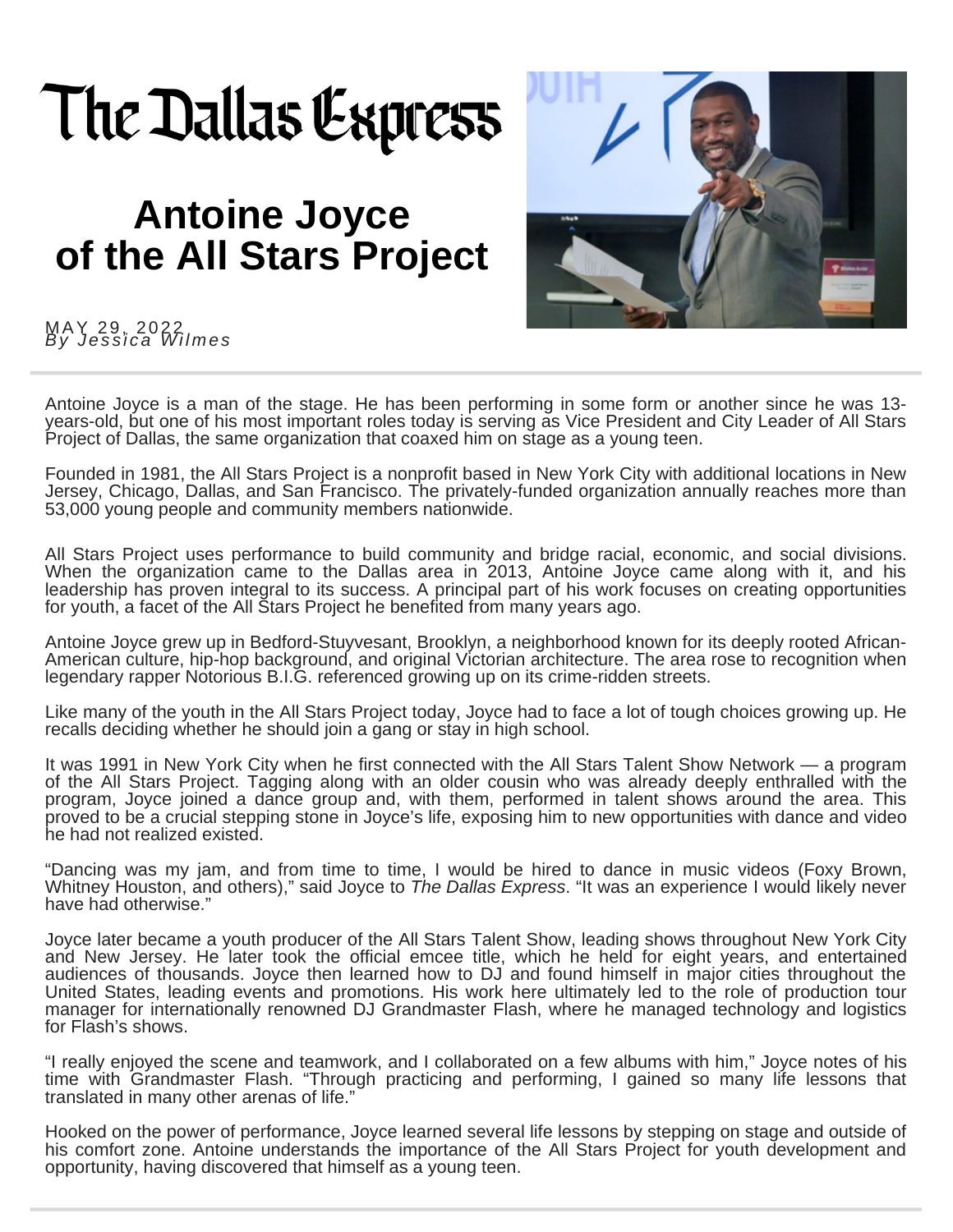The Dallas Express

# Antoine Joyce of the All Stars Project

MAY 29, 2022
*By Jessica Wilmes*

---

Antoine Joyce is a man of the stage. He has been performing in some form or another since he was 13-years-old, but one of his most important roles today is serving as Vice President and City Leader of All Stars Project of Dallas, the same organization that coaxed him on stage as a young teen.

Founded in 1981, the All Stars Project is a nonprofit based in New York City with additional locations in New Jersey, Chicago, Dallas, and San Francisco. The privately-funded organization annually reaches more than 53,000 young people and community members nationwide.

All Stars Project uses performance to build community and bridge racial, economic, and social divisions. When the organization came to the Dallas area in 2013, Antoine Joyce came along with it, and his leadership has proven integral to its success. A principal part of his work focuses on creating opportunities for youth, a facet of the All Stars Project he benefited from many years ago.

Antoine Joyce grew up in Bedford-Stuyvesant, Brooklyn, a neighborhood known for its deeply rooted African-American culture, hip-hop background, and original Victorian architecture. The area rose to recognition when legendary rapper Notorious B.I.G. referenced growing up on its crime-ridden streets.

Like many of the youth in the All Stars Project today, Joyce had to face a lot of tough choices growing up. He recalls deciding whether he should join a gang or stay in high school.

It was 1991 in New York City when he first connected with the All Stars Talent Show Network — a program of the All Stars Project. Tagging along with an older cousin who was already deeply enthralled with the program, Joyce joined a dance group and, with them, performed in talent shows around the area. This proved to be a crucial stepping stone in Joyce's life, exposing him to new opportunities with dance and video he had not realized existed.

"Dancing was my jam, and from time to time, I would be hired to dance in music videos (Foxy Brown, Whitney Houston, and others)," said Joyce to *The Dallas Express*. "It was an experience I would likely never have had otherwise."

Joyce later became a youth producer of the All Stars Talent Show, leading shows throughout New York City and New Jersey. He later took the official emcee title, which he held for eight years, and entertained audiences of thousands. Joyce then learned how to DJ and found himself in major cities throughout the United States, leading events and promotions. His work here ultimately led to the role of production tour manager for internationally renowned DJ Grandmaster Flash, where he managed technology and logistics for Flash's shows.

"I really enjoyed the scene and teamwork, and I collaborated on a few albums with him," Joyce notes of his time with Grandmaster Flash. "Through practicing and performing, I gained so many life lessons that translated in many other arenas of life."

Hooked on the power of performance, Joyce learned several life lessons by stepping on stage and outside of his comfort zone. Antoine understands the importance of the All Stars Project for youth development and opportunity, having discovered that himself as a young teen.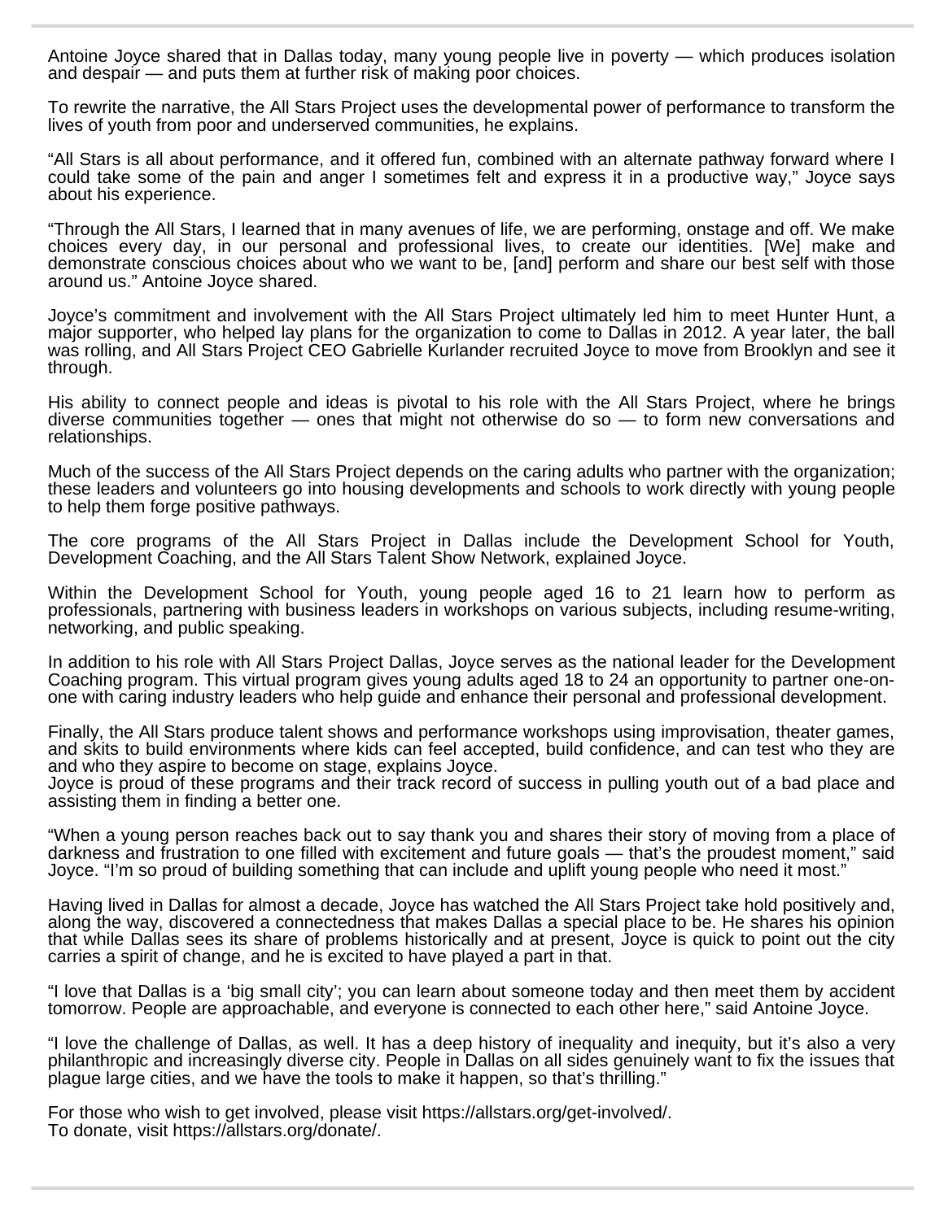Antoine Joyce shared that in Dallas today, many young people live in poverty — which produces isolation and despair — and puts them at further risk of making poor choices.

To rewrite the narrative, the All Stars Project uses the developmental power of performance to transform the lives of youth from poor and underserved communities, he explains.

“All Stars is all about performance, and it offered fun, combined with an alternate pathway forward where I could take some of the pain and anger I sometimes felt and express it in a productive way,” Joyce says about his experience.

“Through the All Stars, I learned that in many avenues of life, we are performing, onstage and off. We make choices every day, in our personal and professional lives, to create our identities. [We] make and demonstrate conscious choices about who we want to be, [and] perform and share our best self with those around us.” Antoine Joyce shared.

Joyce’s commitment and involvement with the All Stars Project ultimately led him to meet Hunter Hunt, a major supporter, who helped lay plans for the organization to come to Dallas in 2012. A year later, the ball was rolling, and All Stars Project CEO Gabrielle Kurlander recruited Joyce to move from Brooklyn and see it through.

His ability to connect people and ideas is pivotal to his role with the All Stars Project, where he brings diverse communities together — ones that might not otherwise do so — to form new conversations and relationships.

Much of the success of the All Stars Project depends on the caring adults who partner with the organization; these leaders and volunteers go into housing developments and schools to work directly with young people to help them forge positive pathways.

The core programs of the All Stars Project in Dallas include the Development School for Youth, Development Coaching, and the All Stars Talent Show Network, explained Joyce.

Within the Development School for Youth, young people aged 16 to 21 learn how to perform as professionals, partnering with business leaders in workshops on various subjects, including resume-writing, networking, and public speaking.

In addition to his role with All Stars Project Dallas, Joyce serves as the national leader for the Development Coaching program. This virtual program gives young adults aged 18 to 24 an opportunity to partner one-on-one with caring industry leaders who help guide and enhance their personal and professional development.

Finally, the All Stars produce talent shows and performance workshops using improvisation, theater games, and skits to build environments where kids can feel accepted, build confidence, and can test who they are and who they aspire to become on stage, explains Joyce.
Joyce is proud of these programs and their track record of success in pulling youth out of a bad place and assisting them in finding a better one.

“When a young person reaches back out to say thank you and shares their story of moving from a place of darkness and frustration to one filled with excitement and future goals — that’s the proudest moment,” said Joyce. “I’m so proud of building something that can include and uplift young people who need it most.”

Having lived in Dallas for almost a decade, Joyce has watched the All Stars Project take hold positively and, along the way, discovered a connectedness that makes Dallas a special place to be. He shares his opinion that while Dallas sees its share of problems historically and at present, Joyce is quick to point out the city carries a spirit of change, and he is excited to have played a part in that.

“I love that Dallas is a ‘big small city’; you can learn about someone today and then meet them by accident tomorrow. People are approachable, and everyone is connected to each other here,” said Antoine Joyce.

“I love the challenge of Dallas, as well. It has a deep history of inequality and inequity, but it’s also a very philanthropic and increasingly diverse city. People in Dallas on all sides genuinely want to fix the issues that plague large cities, and we have the tools to make it happen, so that’s thrilling.”

For those who wish to get involved, please visit https://allstars.org/get-involved/.
To donate, visit https://allstars.org/donate/.